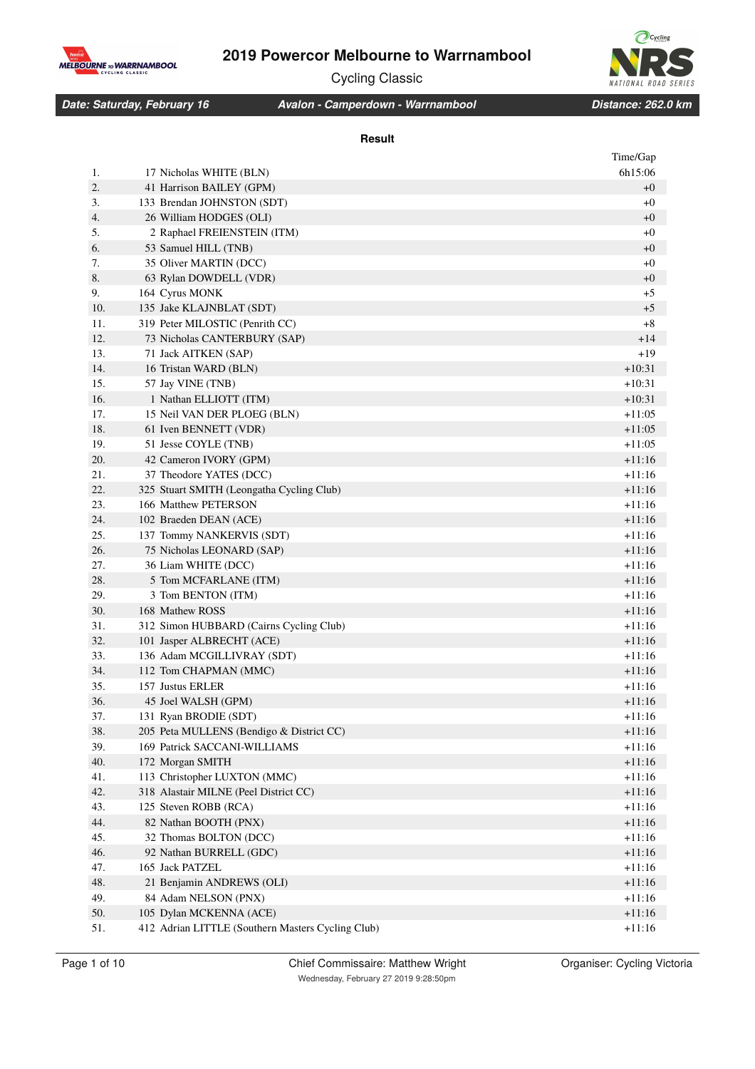# 2019 Powercor Melbourne to Warrnambool

Cycling Classic

***Date: Saturday, February 16*** ***Avalon - Camperdown - Warrnambool*** ***Distance: 262.0 km***

**Result**

| | | Time/Gap |
|---|---|---|
| 1. | 17 Nicholas WHITE (BLN) | 6h15:06 |
| 2. | 41 Harrison BAILEY (GPM) | +0 |
| 3. | 133 Brendan JOHNSTON (SDT) | +0 |
| 4. | 26 William HODGES (OLI) | +0 |
| 5. | 2 Raphael FREIENSTEIN (ITM) | +0 |
| 6. | 53 Samuel HILL (TNB) | +0 |
| 7. | 35 Oliver MARTIN (DCC) | +0 |
| 8. | 63 Rylan DOWDELL (VDR) | +0 |
| 9. | 164 Cyrus MONK | +5 |
| 10. | 135 Jake KLAJNBLAT (SDT) | +5 |
| 11. | 319 Peter MILOSTIC (Penrith CC) | +8 |
| 12. | 73 Nicholas CANTERBURY (SAP) | +14 |
| 13. | 71 Jack AITKEN (SAP) | +19 |
| 14. | 16 Tristan WARD (BLN) | +10:31 |
| 15. | 57 Jay VINE (TNB) | +10:31 |
| 16. | 1 Nathan ELLIOTT (ITM) | +10:31 |
| 17. | 15 Neil VAN DER PLOEG (BLN) | +11:05 |
| 18. | 61 Iven BENNETT (VDR) | +11:05 |
| 19. | 51 Jesse COYLE (TNB) | +11:05 |
| 20. | 42 Cameron IVORY (GPM) | +11:16 |
| 21. | 37 Theodore YATES (DCC) | +11:16 |
| 22. | 325 Stuart SMITH (Leongatha Cycling Club) | +11:16 |
| 23. | 166 Matthew PETERSON | +11:16 |
| 24. | 102 Braeden DEAN (ACE) | +11:16 |
| 25. | 137 Tommy NANKERVIS (SDT) | +11:16 |
| 26. | 75 Nicholas LEONARD (SAP) | +11:16 |
| 27. | 36 Liam WHITE (DCC) | +11:16 |
| 28. | 5 Tom MCFARLANE (ITM) | +11:16 |
| 29. | 3 Tom BENTON (ITM) | +11:16 |
| 30. | 168 Mathew ROSS | +11:16 |
| 31. | 312 Simon HUBBARD (Cairns Cycling Club) | +11:16 |
| 32. | 101 Jasper ALBRECHT (ACE) | +11:16 |
| 33. | 136 Adam MCGILLIVRAY (SDT) | +11:16 |
| 34. | 112 Tom CHAPMAN (MMC) | +11:16 |
| 35. | 157 Justus ERLER | +11:16 |
| 36. | 45 Joel WALSH (GPM) | +11:16 |
| 37. | 131 Ryan BRODIE (SDT) | +11:16 |
| 38. | 205 Peta MULLENS (Bendigo & District CC) | +11:16 |
| 39. | 169 Patrick SACCANI-WILLIAMS | +11:16 |
| 40. | 172 Morgan SMITH | +11:16 |
| 41. | 113 Christopher LUXTON (MMC) | +11:16 |
| 42. | 318 Alastair MILNE (Peel District CC) | +11:16 |
| 43. | 125 Steven ROBB (RCA) | +11:16 |
| 44. | 82 Nathan BOOTH (PNX) | +11:16 |
| 45. | 32 Thomas BOLTON (DCC) | +11:16 |
| 46. | 92 Nathan BURRELL (GDC) | +11:16 |
| 47. | 165 Jack PATZEL | +11:16 |
| 48. | 21 Benjamin ANDREWS (OLI) | +11:16 |
| 49. | 84 Adam NELSON (PNX) | +11:16 |
| 50. | 105 Dylan MCKENNA (ACE) | +11:16 |
| 51. | 412 Adrian LITTLE (Southern Masters Cycling Club) | +11:16 |

Chief Commissaire: Matthew Wright

Wednesday, February 27 2019 9:28:50pm

Organiser: Cycling Victoria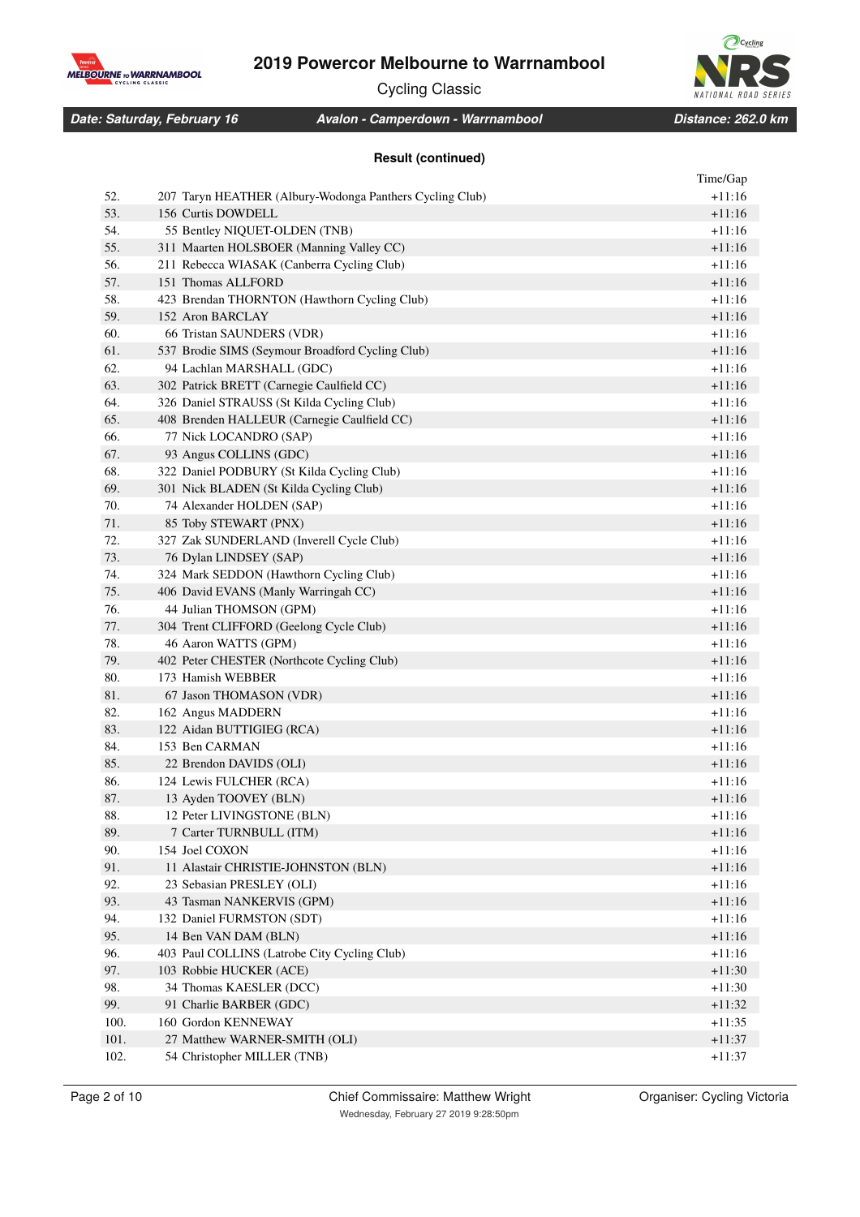# 2019 Powercor Melbourne to Warrnambool

Cycling Classic

**Date: Saturday, February 16** | **Avalon - Camperdown - Warrnambool** | **Distance: 262.0 km**

### Result (continued)

| | | Time/Gap |
|---|---|---|
| 52. | 207 Taryn HEATHER (Albury-Wodonga Panthers Cycling Club) | +11:16 |
| 53. | 156 Curtis DOWDELL | +11:16 |
| 54. | 55 Bentley NIQUET-OLDEN (TNB) | +11:16 |
| 55. | 311 Maarten HOLSBOER (Manning Valley CC) | +11:16 |
| 56. | 211 Rebecca WIASAK (Canberra Cycling Club) | +11:16 |
| 57. | 151 Thomas ALLFORD | +11:16 |
| 58. | 423 Brendan THORNTON (Hawthorn Cycling Club) | +11:16 |
| 59. | 152 Aron BARCLAY | +11:16 |
| 60. | 66 Tristan SAUNDERS (VDR) | +11:16 |
| 61. | 537 Brodie SIMS (Seymour Broadford Cycling Club) | +11:16 |
| 62. | 94 Lachlan MARSHALL (GDC) | +11:16 |
| 63. | 302 Patrick BRETT (Carnegie Caulfield CC) | +11:16 |
| 64. | 326 Daniel STRAUSS (St Kilda Cycling Club) | +11:16 |
| 65. | 408 Brenden HALLEUR (Carnegie Caulfield CC) | +11:16 |
| 66. | 77 Nick LOCANDRO (SAP) | +11:16 |
| 67. | 93 Angus COLLINS (GDC) | +11:16 |
| 68. | 322 Daniel PODBURY (St Kilda Cycling Club) | +11:16 |
| 69. | 301 Nick BLADEN (St Kilda Cycling Club) | +11:16 |
| 70. | 74 Alexander HOLDEN (SAP) | +11:16 |
| 71. | 85 Toby STEWART (PNX) | +11:16 |
| 72. | 327 Zak SUNDERLAND (Inverell Cycle Club) | +11:16 |
| 73. | 76 Dylan LINDSEY (SAP) | +11:16 |
| 74. | 324 Mark SEDDON (Hawthorn Cycling Club) | +11:16 |
| 75. | 406 David EVANS (Manly Warringah CC) | +11:16 |
| 76. | 44 Julian THOMSON (GPM) | +11:16 |
| 77. | 304 Trent CLIFFORD (Geelong Cycle Club) | +11:16 |
| 78. | 46 Aaron WATTS (GPM) | +11:16 |
| 79. | 402 Peter CHESTER (Northcote Cycling Club) | +11:16 |
| 80. | 173 Hamish WEBBER | +11:16 |
| 81. | 67 Jason THOMASON (VDR) | +11:16 |
| 82. | 162 Angus MADDERN | +11:16 |
| 83. | 122 Aidan BUTTIGIEG (RCA) | +11:16 |
| 84. | 153 Ben CARMAN | +11:16 |
| 85. | 22 Brendon DAVIDS (OLI) | +11:16 |
| 86. | 124 Lewis FULCHER (RCA) | +11:16 |
| 87. | 13 Ayden TOOVEY (BLN) | +11:16 |
| 88. | 12 Peter LIVINGSTONE (BLN) | +11:16 |
| 89. | 7 Carter TURNBULL (ITM) | +11:16 |
| 90. | 154 Joel COXON | +11:16 |
| 91. | 11 Alastair CHRISTIE-JOHNSTON (BLN) | +11:16 |
| 92. | 23 Sebasian PRESLEY (OLI) | +11:16 |
| 93. | 43 Tasman NANKERVIS (GPM) | +11:16 |
| 94. | 132 Daniel FURMSTON (SDT) | +11:16 |
| 95. | 14 Ben VAN DAM (BLN) | +11:16 |
| 96. | 403 Paul COLLINS (Latrobe City Cycling Club) | +11:16 |
| 97. | 103 Robbie HUCKER (ACE) | +11:30 |
| 98. | 34 Thomas KAESLER (DCC) | +11:30 |
| 99. | 91 Charlie BARBER (GDC) | +11:32 |
| 100. | 160 Gordon KENNEWAY | +11:35 |
| 101. | 27 Matthew WARNER-SMITH (OLI) | +11:37 |
| 102. | 54 Christopher MILLER (TNB) | +11:37 |

Chief Commissaire: Matthew Wright — Organiser: Cycling Victoria

Wednesday, February 27 2019 9:28:50pm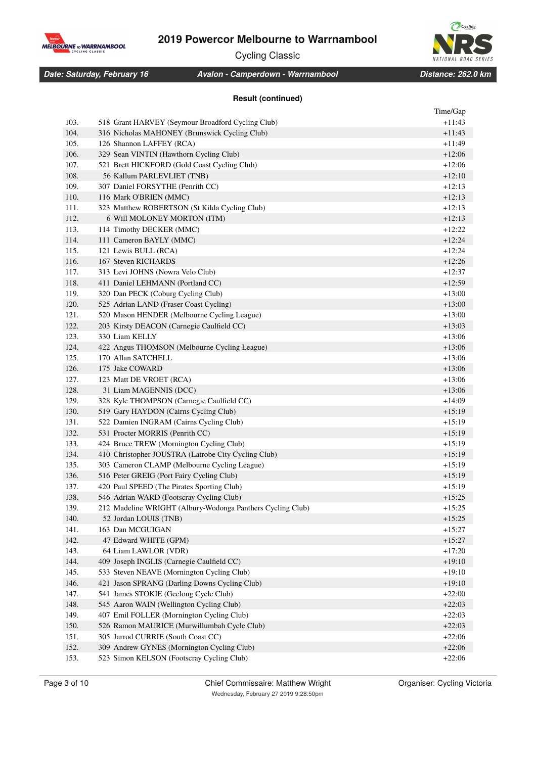# 2019 Powercor Melbourne to Warrnambool

Cycling Classic

***Date: Saturday, February 16*** ***Avalon - Camperdown - Warrnambool*** ***Distance: 262.0 km***

**Result (continued)**

| | | Time/Gap |
|---|---|---|
| 103. | 518 Grant HARVEY (Seymour Broadford Cycling Club) | +11:43 |
| 104. | 316 Nicholas MAHONEY (Brunswick Cycling Club) | +11:43 |
| 105. | 126 Shannon LAFFEY (RCA) | +11:49 |
| 106. | 329 Sean VINTIN (Hawthorn Cycling Club) | +12:06 |
| 107. | 521 Brett HICKFORD (Gold Coast Cycling Club) | +12:06 |
| 108. | 56 Kallum PARLEVLIET (TNB) | +12:10 |
| 109. | 307 Daniel FORSYTHE (Penrith CC) | +12:13 |
| 110. | 116 Mark O'BRIEN (MMC) | +12:13 |
| 111. | 323 Matthew ROBERTSON (St Kilda Cycling Club) | +12:13 |
| 112. | 6 Will MOLONEY-MORTON (ITM) | +12:13 |
| 113. | 114 Timothy DECKER (MMC) | +12:22 |
| 114. | 111 Cameron BAYLY (MMC) | +12:24 |
| 115. | 121 Lewis BULL (RCA) | +12:24 |
| 116. | 167 Steven RICHARDS | +12:26 |
| 117. | 313 Levi JOHNS (Nowra Velo Club) | +12:37 |
| 118. | 411 Daniel LEHMANN (Portland CC) | +12:59 |
| 119. | 320 Dan PECK (Coburg Cycling Club) | +13:00 |
| 120. | 525 Adrian LAND (Fraser Coast Cycling) | +13:00 |
| 121. | 520 Mason HENDER (Melbourne Cycling League) | +13:00 |
| 122. | 203 Kirsty DEACON (Carnegie Caulfield CC) | +13:03 |
| 123. | 330 Liam KELLY | +13:06 |
| 124. | 422 Angus THOMSON (Melbourne Cycling League) | +13:06 |
| 125. | 170 Allan SATCHELL | +13:06 |
| 126. | 175 Jake COWARD | +13:06 |
| 127. | 123 Matt DE VROET (RCA) | +13:06 |
| 128. | 31 Liam MAGENNIS (DCC) | +13:06 |
| 129. | 328 Kyle THOMPSON (Carnegie Caulfield CC) | +14:09 |
| 130. | 519 Gary HAYDON (Cairns Cycling Club) | +15:19 |
| 131. | 522 Damien INGRAM (Cairns Cycling Club) | +15:19 |
| 132. | 531 Procter MORRIS (Penrith CC) | +15:19 |
| 133. | 424 Bruce TREW (Mornington Cycling Club) | +15:19 |
| 134. | 410 Christopher JOUSTRA (Latrobe City Cycling Club) | +15:19 |
| 135. | 303 Cameron CLAMP (Melbourne Cycling League) | +15:19 |
| 136. | 516 Peter GREIG (Port Fairy Cycling Club) | +15:19 |
| 137. | 420 Paul SPEED (The Pirates Sporting Club) | +15:19 |
| 138. | 546 Adrian WARD (Footscray Cycling Club) | +15:25 |
| 139. | 212 Madeline WRIGHT (Albury-Wodonga Panthers Cycling Club) | +15:25 |
| 140. | 52 Jordan LOUIS (TNB) | +15:25 |
| 141. | 163 Dan MCGUIGAN | +15:27 |
| 142. | 47 Edward WHITE (GPM) | +15:27 |
| 143. | 64 Liam LAWLOR (VDR) | +17:20 |
| 144. | 409 Joseph INGLIS (Carnegie Caulfield CC) | +19:10 |
| 145. | 533 Steven NEAVE (Mornington Cycling Club) | +19:10 |
| 146. | 421 Jason SPRANG (Darling Downs Cycling Club) | +19:10 |
| 147. | 541 James STOKIE (Geelong Cycle Club) | +22:00 |
| 148. | 545 Aaron WAIN (Wellington Cycling Club) | +22:03 |
| 149. | 407 Emil FOLLER (Mornington Cycling Club) | +22:03 |
| 150. | 526 Ramon MAURICE (Murwillumbah Cycle Club) | +22:03 |
| 151. | 305 Jarrod CURRIE (South Coast CC) | +22:06 |
| 152. | 309 Andrew GYNES (Mornington Cycling Club) | +22:06 |
| 153. | 523 Simon KELSON (Footscray Cycling Club) | +22:06 |

Chief Commissaire: Matthew Wright
Wednesday, February 27 2019 9:28:50pm

Organiser: Cycling Victoria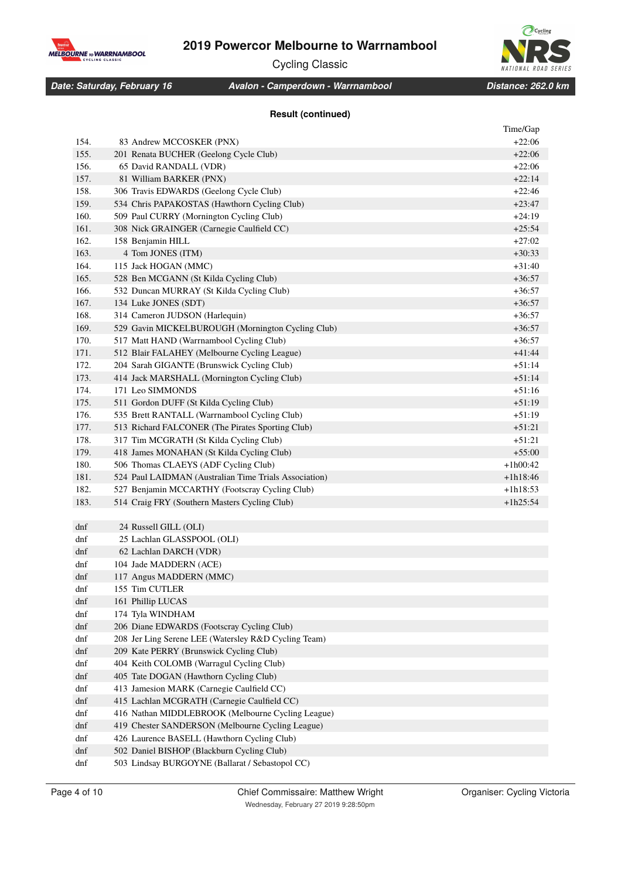# 2019 Powercor Melbourne to Warrnambool

Cycling Classic

***Date: Saturday, February 16*** | ***Avalon - Camperdown - Warrnambool*** | ***Distance: 262.0 km***

**Result (continued)**

| Pos | Rider | Time/Gap |
|---|---|---|
| 154. | 83 Andrew MCCOSKER (PNX) | +22:06 |
| 155. | 201 Renata BUCHER (Geelong Cycle Club) | +22:06 |
| 156. | 65 David RANDALL (VDR) | +22:06 |
| 157. | 81 William BARKER (PNX) | +22:14 |
| 158. | 306 Travis EDWARDS (Geelong Cycle Club) | +22:46 |
| 159. | 534 Chris PAPAKOSTAS (Hawthorn Cycling Club) | +23:47 |
| 160. | 509 Paul CURRY (Mornington Cycling Club) | +24:19 |
| 161. | 308 Nick GRAINGER (Carnegie Caulfield CC) | +25:54 |
| 162. | 158 Benjamin HILL | +27:02 |
| 163. | 4 Tom JONES (ITM) | +30:33 |
| 164. | 115 Jack HOGAN (MMC) | +31:40 |
| 165. | 528 Ben MCGANN (St Kilda Cycling Club) | +36:57 |
| 166. | 532 Duncan MURRAY (St Kilda Cycling Club) | +36:57 |
| 167. | 134 Luke JONES (SDT) | +36:57 |
| 168. | 314 Cameron JUDSON (Harlequin) | +36:57 |
| 169. | 529 Gavin MICKELBUROUGH (Mornington Cycling Club) | +36:57 |
| 170. | 517 Matt HAND (Warrnambool Cycling Club) | +36:57 |
| 171. | 512 Blair FALAHEY (Melbourne Cycling League) | +41:44 |
| 172. | 204 Sarah GIGANTE (Brunswick Cycling Club) | +51:14 |
| 173. | 414 Jack MARSHALL (Mornington Cycling Club) | +51:14 |
| 174. | 171 Leo SIMMONDS | +51:16 |
| 175. | 511 Gordon DUFF (St Kilda Cycling Club) | +51:19 |
| 176. | 535 Brett RANTALL (Warrnambool Cycling Club) | +51:19 |
| 177. | 513 Richard FALCONER (The Pirates Sporting Club) | +51:21 |
| 178. | 317 Tim MCGRATH (St Kilda Cycling Club) | +51:21 |
| 179. | 418 James MONAHAN (St Kilda Cycling Club) | +55:00 |
| 180. | 506 Thomas CLAEYS (ADF Cycling Club) | +1h00:42 |
| 181. | 524 Paul LAIDMAN (Australian Time Trials Association) | +1h18:46 |
| 182. | 527 Benjamin MCCARTHY (Footscray Cycling Club) | +1h18:53 |
| 183. | 514 Craig FRY (Southern Masters Cycling Club) | +1h25:54 |
| dnf | 24 Russell GILL (OLI) | |
| dnf | 25 Lachlan GLASSPOOL (OLI) | |
| dnf | 62 Lachlan DARCH (VDR) | |
| dnf | 104 Jade MADDERN (ACE) | |
| dnf | 117 Angus MADDERN (MMC) | |
| dnf | 155 Tim CUTLER | |
| dnf | 161 Phillip LUCAS | |
| dnf | 174 Tyla WINDHAM | |
| dnf | 206 Diane EDWARDS (Footscray Cycling Club) | |
| dnf | 208 Jer Ling Serene LEE (Watersley R&D Cycling Team) | |
| dnf | 209 Kate PERRY (Brunswick Cycling Club) | |
| dnf | 404 Keith COLOMB (Warragul Cycling Club) | |
| dnf | 405 Tate DOGAN (Hawthorn Cycling Club) | |
| dnf | 413 Jamesion MARK (Carnegie Caulfield CC) | |
| dnf | 415 Lachlan MCGRATH (Carnegie Caulfield CC) | |
| dnf | 416 Nathan MIDDLEBROOK (Melbourne Cycling League) | |
| dnf | 419 Chester SANDERSON (Melbourne Cycling League) | |
| dnf | 426 Laurence BASELL (Hawthorn Cycling Club) | |
| dnf | 502 Daniel BISHOP (Blackburn Cycling Club) | |
| dnf | 503 Lindsay BURGOYNE (Ballarat / Sebastopol CC) | |

Chief Commissaire: Matthew Wright

Wednesday, February 27 2019 9:28:50pm

Organiser: Cycling Victoria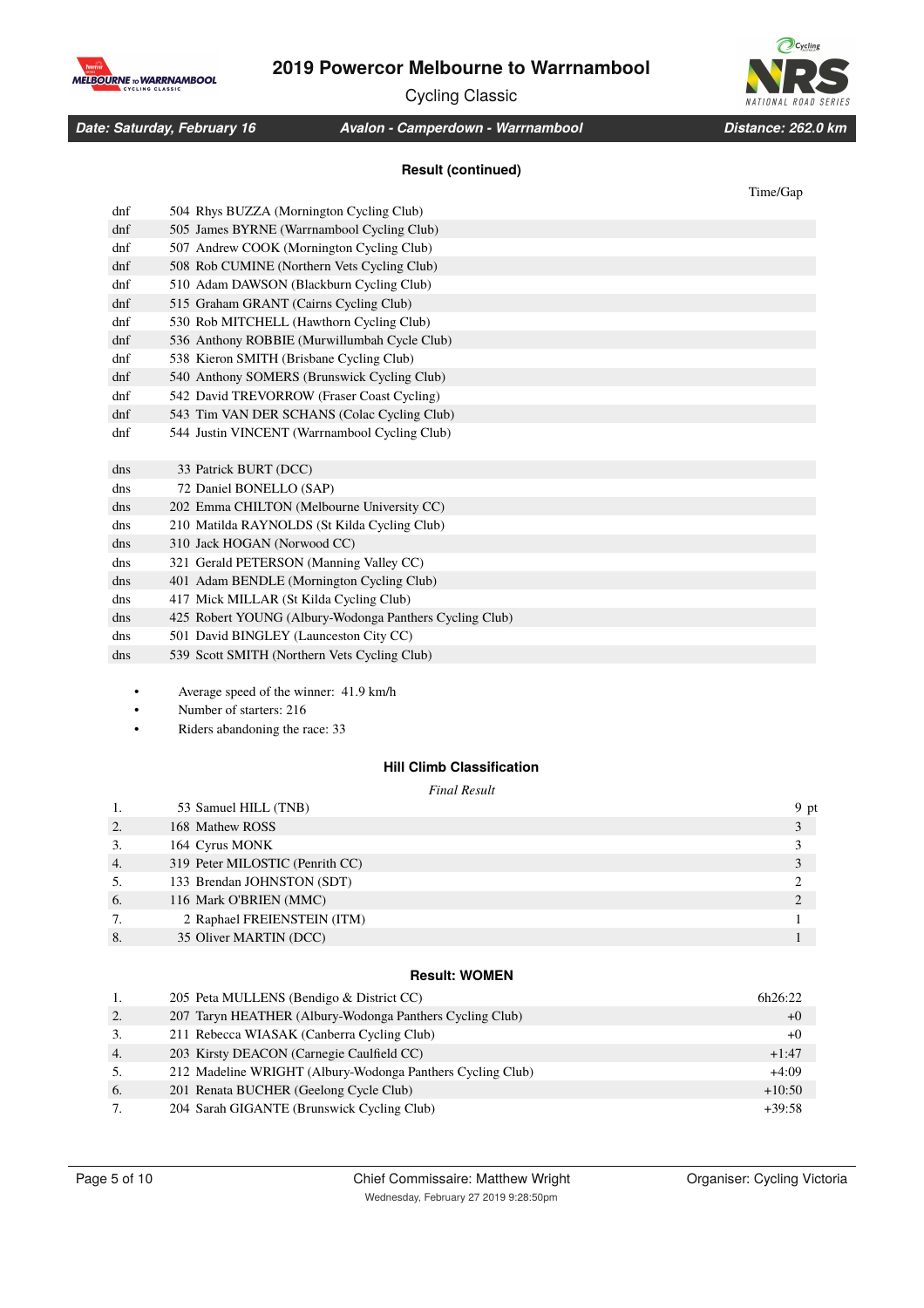# 2019 Powercor Melbourne to Warrnambool Cycling Classic

**Date: Saturday, February 16** | **Avalon - Camperdown - Warrnambool** | **Distance: 262.0 km**

### Result (continued)

| | | Time/Gap |
|---|---|---|
| dnf | 504 Rhys BUZZA (Mornington Cycling Club) | |
| dnf | 505 James BYRNE (Warrnambool Cycling Club) | |
| dnf | 507 Andrew COOK (Mornington Cycling Club) | |
| dnf | 508 Rob CUMINE (Northern Vets Cycling Club) | |
| dnf | 510 Adam DAWSON (Blackburn Cycling Club) | |
| dnf | 515 Graham GRANT (Cairns Cycling Club) | |
| dnf | 530 Rob MITCHELL (Hawthorn Cycling Club) | |
| dnf | 536 Anthony ROBBIE (Murwillumbah Cycle Club) | |
| dnf | 538 Kieron SMITH (Brisbane Cycling Club) | |
| dnf | 540 Anthony SOMERS (Brunswick Cycling Club) | |
| dnf | 542 David TREVORROW (Fraser Coast Cycling) | |
| dnf | 543 Tim VAN DER SCHANS (Colac Cycling Club) | |
| dnf | 544 Justin VINCENT (Warrnambool Cycling Club) | |
| dns | 33 Patrick BURT (DCC) | |
| dns | 72 Daniel BONELLO (SAP) | |
| dns | 202 Emma CHILTON (Melbourne University CC) | |
| dns | 210 Matilda RAYNOLDS (St Kilda Cycling Club) | |
| dns | 310 Jack HOGAN (Norwood CC) | |
| dns | 321 Gerald PETERSON (Manning Valley CC) | |
| dns | 401 Adam BENDLE (Mornington Cycling Club) | |
| dns | 417 Mick MILLAR (St Kilda Cycling Club) | |
| dns | 425 Robert YOUNG (Albury-Wodonga Panthers Cycling Club) | |
| dns | 501 David BINGLEY (Launceston City CC) | |
| dns | 539 Scott SMITH (Northern Vets Cycling Club) | |

- Average speed of the winner: 41.9 km/h
- Number of starters: 216
- Riders abandoning the race: 33

### Hill Climb Classification

*Final Result*

| | | |
|---|---|---|
| 1. | 53 Samuel HILL (TNB) | 9 pt |
| 2. | 168 Mathew ROSS | 3 |
| 3. | 164 Cyrus MONK | 3 |
| 4. | 319 Peter MILOSTIC (Penrith CC) | 3 |
| 5. | 133 Brendan JOHNSTON (SDT) | 2 |
| 6. | 116 Mark O'BRIEN (MMC) | 2 |
| 7. | 2 Raphael FREIENSTEIN (ITM) | 1 |
| 8. | 35 Oliver MARTIN (DCC) | 1 |

### Result: WOMEN

| | | |
|---|---|---|
| 1. | 205 Peta MULLENS (Bendigo & District CC) | 6h26:22 |
| 2. | 207 Taryn HEATHER (Albury-Wodonga Panthers Cycling Club) | +0 |
| 3. | 211 Rebecca WIASAK (Canberra Cycling Club) | +0 |
| 4. | 203 Kirsty DEACON (Carnegie Caulfield CC) | +1:47 |
| 5. | 212 Madeline WRIGHT (Albury-Wodonga Panthers Cycling Club) | +4:09 |
| 6. | 201 Renata BUCHER (Geelong Cycle Club) | +10:50 |
| 7. | 204 Sarah GIGANTE (Brunswick Cycling Club) | +39:58 |

Chief Commissaire: Matthew Wright
Wednesday, February 27 2019 9:28:50pm
Organiser: Cycling Victoria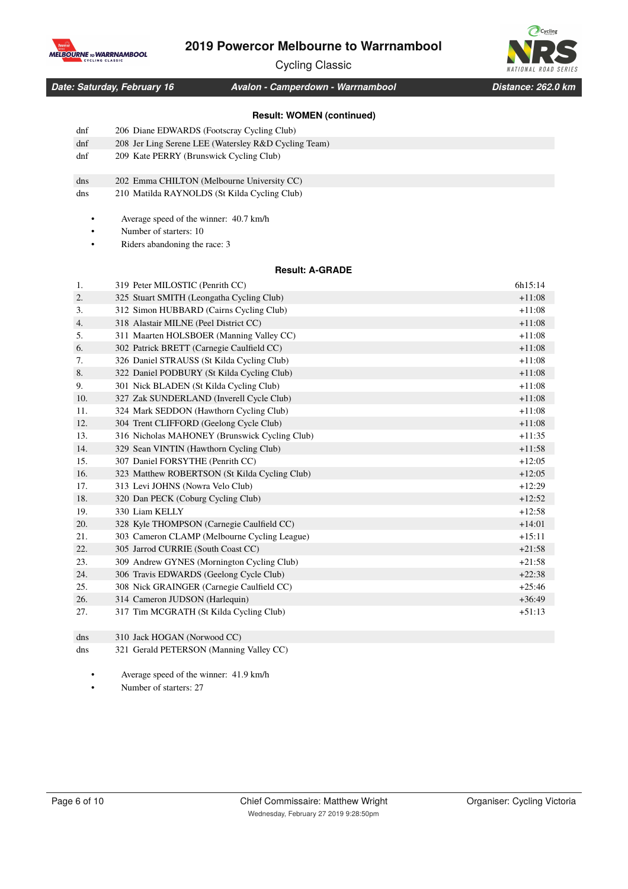# 2019 Powercor Melbourne to Warrnambool

Cycling Classic

***Date: Saturday, February 16*** | ***Avalon - Camperdown - Warrnambool*** | ***Distance: 262.0 km***

### Result: WOMEN (continued)

| | | |
|---|---|---|
| dnf | 206 Diane EDWARDS (Footscray Cycling Club) | |
| dnf | 208 Jer Ling Serene LEE (Watersley R&D Cycling Team) | |
| dnf | 209 Kate PERRY (Brunswick Cycling Club) | |
| | | |
| dns | 202 Emma CHILTON (Melbourne University CC) | |
| dns | 210 Matilda RAYNOLDS (St Kilda Cycling Club) | |

- Average speed of the winner: 40.7 km/h
- Number of starters: 10
- Riders abandoning the race: 3

### Result: A-GRADE

| | | |
|---|---|---|
| 1. | 319 Peter MILOSTIC (Penrith CC) | 6h15:14 |
| 2. | 325 Stuart SMITH (Leongatha Cycling Club) | +11:08 |
| 3. | 312 Simon HUBBARD (Cairns Cycling Club) | +11:08 |
| 4. | 318 Alastair MILNE (Peel District CC) | +11:08 |
| 5. | 311 Maarten HOLSBOER (Manning Valley CC) | +11:08 |
| 6. | 302 Patrick BRETT (Carnegie Caulfield CC) | +11:08 |
| 7. | 326 Daniel STRAUSS (St Kilda Cycling Club) | +11:08 |
| 8. | 322 Daniel PODBURY (St Kilda Cycling Club) | +11:08 |
| 9. | 301 Nick BLADEN (St Kilda Cycling Club) | +11:08 |
| 10. | 327 Zak SUNDERLAND (Inverell Cycle Club) | +11:08 |
| 11. | 324 Mark SEDDON (Hawthorn Cycling Club) | +11:08 |
| 12. | 304 Trent CLIFFORD (Geelong Cycle Club) | +11:08 |
| 13. | 316 Nicholas MAHONEY (Brunswick Cycling Club) | +11:35 |
| 14. | 329 Sean VINTIN (Hawthorn Cycling Club) | +11:58 |
| 15. | 307 Daniel FORSYTHE (Penrith CC) | +12:05 |
| 16. | 323 Matthew ROBERTSON (St Kilda Cycling Club) | +12:05 |
| 17. | 313 Levi JOHNS (Nowra Velo Club) | +12:29 |
| 18. | 320 Dan PECK (Coburg Cycling Club) | +12:52 |
| 19. | 330 Liam KELLY | +12:58 |
| 20. | 328 Kyle THOMPSON (Carnegie Caulfield CC) | +14:01 |
| 21. | 303 Cameron CLAMP (Melbourne Cycling League) | +15:11 |
| 22. | 305 Jarrod CURRIE (South Coast CC) | +21:58 |
| 23. | 309 Andrew GYNES (Mornington Cycling Club) | +21:58 |
| 24. | 306 Travis EDWARDS (Geelong Cycle Club) | +22:38 |
| 25. | 308 Nick GRAINGER (Carnegie Caulfield CC) | +25:46 |
| 26. | 314 Cameron JUDSON (Harlequin) | +36:49 |
| 27. | 317 Tim MCGRATH (St Kilda Cycling Club) | +51:13 |
| | | |
| dns | 310 Jack HOGAN (Norwood CC) | |
| dns | 321 Gerald PETERSON (Manning Valley CC) | |

- Average speed of the winner: 41.9 km/h
- Number of starters: 27

Chief Commissaire: Matthew Wright — Organiser: Cycling Victoria

Wednesday, February 27 2019 9:28:50pm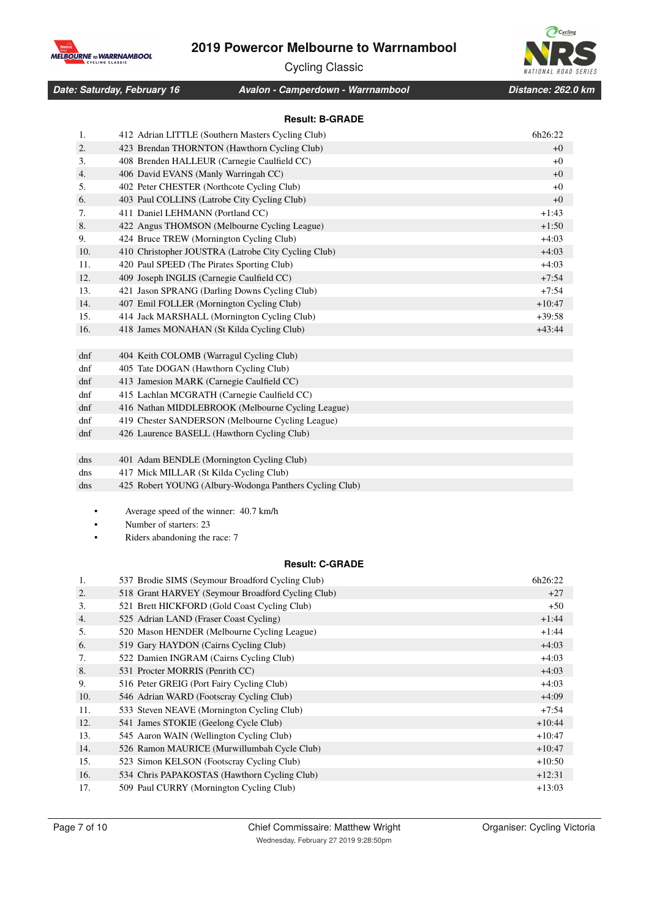# 2019 Powercor Melbourne to Warrnambool

Cycling Classic

**Date: Saturday, February 16** | **Avalon - Camperdown - Warrnambool** | **Distance: 262.0 km**

## Result: B-GRADE

| | | |
|---|---|---|
| 1. | 412 Adrian LITTLE (Southern Masters Cycling Club) | 6h26:22 |
| 2. | 423 Brendan THORNTON (Hawthorn Cycling Club) | +0 |
| 3. | 408 Brenden HALLEUR (Carnegie Caulfield CC) | +0 |
| 4. | 406 David EVANS (Manly Warringah CC) | +0 |
| 5. | 402 Peter CHESTER (Northcote Cycling Club) | +0 |
| 6. | 403 Paul COLLINS (Latrobe City Cycling Club) | +0 |
| 7. | 411 Daniel LEHMANN (Portland CC) | +1:43 |
| 8. | 422 Angus THOMSON (Melbourne Cycling League) | +1:50 |
| 9. | 424 Bruce TREW (Mornington Cycling Club) | +4:03 |
| 10. | 410 Christopher JOUSTRA (Latrobe City Cycling Club) | +4:03 |
| 11. | 420 Paul SPEED (The Pirates Sporting Club) | +4:03 |
| 12. | 409 Joseph INGLIS (Carnegie Caulfield CC) | +7:54 |
| 13. | 421 Jason SPRANG (Darling Downs Cycling Club) | +7:54 |
| 14. | 407 Emil FOLLER (Mornington Cycling Club) | +10:47 |
| 15. | 414 Jack MARSHALL (Mornington Cycling Club) | +39:58 |
| 16. | 418 James MONAHAN (St Kilda Cycling Club) | +43:44 |
| dnf | 404 Keith COLOMB (Warragul Cycling Club) | |
| dnf | 405 Tate DOGAN (Hawthorn Cycling Club) | |
| dnf | 413 Jamesion MARK (Carnegie Caulfield CC) | |
| dnf | 415 Lachlan MCGRATH (Carnegie Caulfield CC) | |
| dnf | 416 Nathan MIDDLEBROOK (Melbourne Cycling League) | |
| dnf | 419 Chester SANDERSON (Melbourne Cycling League) | |
| dnf | 426 Laurence BASELL (Hawthorn Cycling Club) | |
| dns | 401 Adam BENDLE (Mornington Cycling Club) | |
| dns | 417 Mick MILLAR (St Kilda Cycling Club) | |
| dns | 425 Robert YOUNG (Albury-Wodonga Panthers Cycling Club) | |

- Average speed of the winner: 40.7 km/h
- Number of starters: 23
- Riders abandoning the race: 7

## Result: C-GRADE

| | | |
|---|---|---|
| 1. | 537 Brodie SIMS (Seymour Broadford Cycling Club) | 6h26:22 |
| 2. | 518 Grant HARVEY (Seymour Broadford Cycling Club) | +27 |
| 3. | 521 Brett HICKFORD (Gold Coast Cycling Club) | +50 |
| 4. | 525 Adrian LAND (Fraser Coast Cycling) | +1:44 |
| 5. | 520 Mason HENDER (Melbourne Cycling League) | +1:44 |
| 6. | 519 Gary HAYDON (Cairns Cycling Club) | +4:03 |
| 7. | 522 Damien INGRAM (Cairns Cycling Club) | +4:03 |
| 8. | 531 Procter MORRIS (Penrith CC) | +4:03 |
| 9. | 516 Peter GREIG (Port Fairy Cycling Club) | +4:03 |
| 10. | 546 Adrian WARD (Footscray Cycling Club) | +4:09 |
| 11. | 533 Steven NEAVE (Mornington Cycling Club) | +7:54 |
| 12. | 541 James STOKIE (Geelong Cycle Club) | +10:44 |
| 13. | 545 Aaron WAIN (Wellington Cycling Club) | +10:47 |
| 14. | 526 Ramon MAURICE (Murwillumbah Cycle Club) | +10:47 |
| 15. | 523 Simon KELSON (Footscray Cycling Club) | +10:50 |
| 16. | 534 Chris PAPAKOSTAS (Hawthorn Cycling Club) | +12:31 |
| 17. | 509 Paul CURRY (Mornington Cycling Club) | +13:03 |

Chief Commissaire: Matthew Wright — Organiser: Cycling Victoria

Wednesday, February 27 2019 9:28:50pm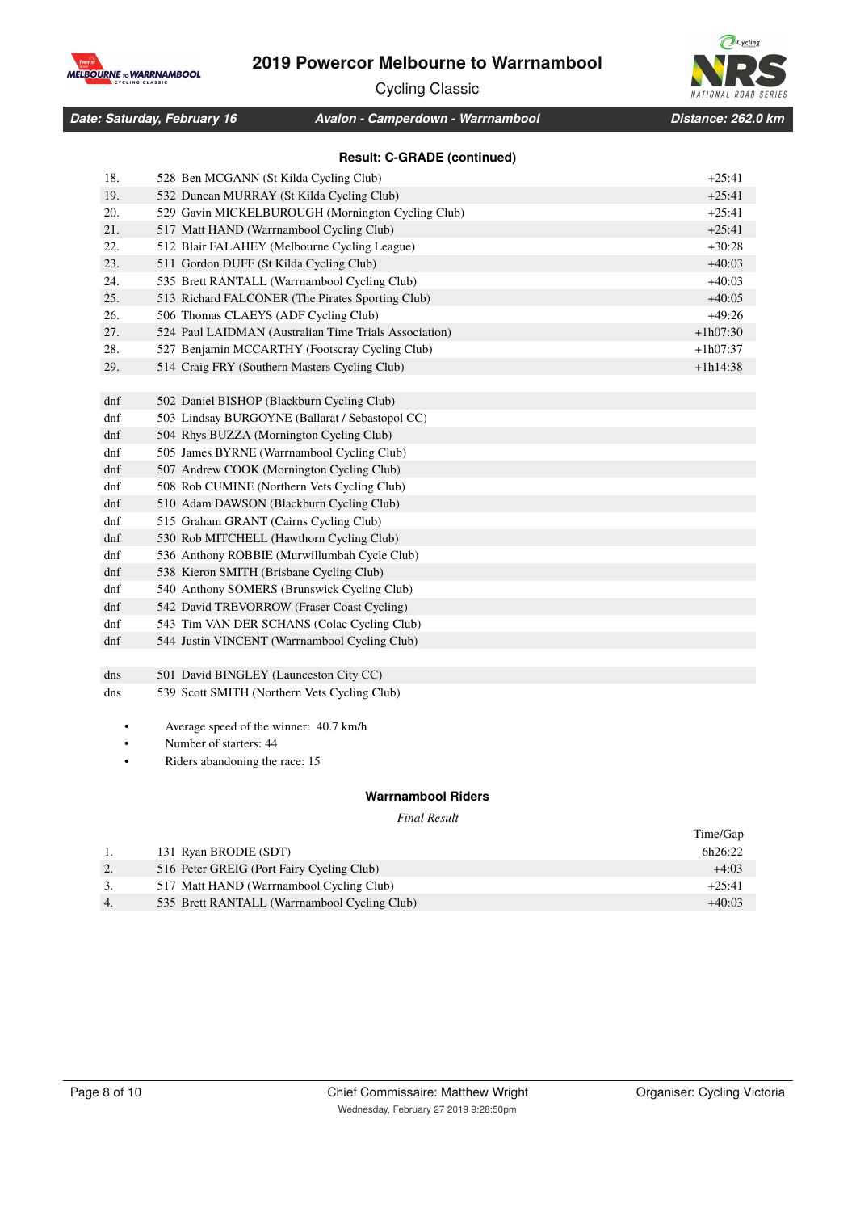# 2019 Powercor Melbourne to Warrnambool

Cycling Classic

**Date: Saturday, February 16** | **Avalon - Camperdown - Warrnambool** | **Distance: 262.0 km**

### Result: C-GRADE (continued)

| | | |
|---|---|---|
| 18. | 528 Ben MCGANN (St Kilda Cycling Club) | +25:41 |
| 19. | 532 Duncan MURRAY (St Kilda Cycling Club) | +25:41 |
| 20. | 529 Gavin MICKELBUROUGH (Mornington Cycling Club) | +25:41 |
| 21. | 517 Matt HAND (Warrnambool Cycling Club) | +25:41 |
| 22. | 512 Blair FALAHEY (Melbourne Cycling League) | +30:28 |
| 23. | 511 Gordon DUFF (St Kilda Cycling Club) | +40:03 |
| 24. | 535 Brett RANTALL (Warrnambool Cycling Club) | +40:03 |
| 25. | 513 Richard FALCONER (The Pirates Sporting Club) | +40:05 |
| 26. | 506 Thomas CLAEYS (ADF Cycling Club) | +49:26 |
| 27. | 524 Paul LAIDMAN (Australian Time Trials Association) | +1h07:30 |
| 28. | 527 Benjamin MCCARTHY (Footscray Cycling Club) | +1h07:37 |
| 29. | 514 Craig FRY (Southern Masters Cycling Club) | +1h14:38 |
| | | |
| dnf | 502 Daniel BISHOP (Blackburn Cycling Club) | |
| dnf | 503 Lindsay BURGOYNE (Ballarat / Sebastopol CC) | |
| dnf | 504 Rhys BUZZA (Mornington Cycling Club) | |
| dnf | 505 James BYRNE (Warrnambool Cycling Club) | |
| dnf | 507 Andrew COOK (Mornington Cycling Club) | |
| dnf | 508 Rob CUMINE (Northern Vets Cycling Club) | |
| dnf | 510 Adam DAWSON (Blackburn Cycling Club) | |
| dnf | 515 Graham GRANT (Cairns Cycling Club) | |
| dnf | 530 Rob MITCHELL (Hawthorn Cycling Club) | |
| dnf | 536 Anthony ROBBIE (Murwillumbah Cycle Club) | |
| dnf | 538 Kieron SMITH (Brisbane Cycling Club) | |
| dnf | 540 Anthony SOMERS (Brunswick Cycling Club) | |
| dnf | 542 David TREVORROW (Fraser Coast Cycling) | |
| dnf | 543 Tim VAN DER SCHANS (Colac Cycling Club) | |
| dnf | 544 Justin VINCENT (Warrnambool Cycling Club) | |
| | | |
| dns | 501 David BINGLEY (Launceston City CC) | |
| dns | 539 Scott SMITH (Northern Vets Cycling Club) | |

- Average speed of the winner: 40.7 km/h
- Number of starters: 44
- Riders abandoning the race: 15

### Warrnambool Riders

*Final Result*

| | | Time/Gap |
|---|---|---|
| 1. | 131 Ryan BRODIE (SDT) | 6h26:22 |
| 2. | 516 Peter GREIG (Port Fairy Cycling Club) | +4:03 |
| 3. | 517 Matt HAND (Warrnambool Cycling Club) | +25:41 |
| 4. | 535 Brett RANTALL (Warrnambool Cycling Club) | +40:03 |

Chief Commissaire: Matthew Wright | Organiser: Cycling Victoria

Wednesday, February 27 2019 9:28:50pm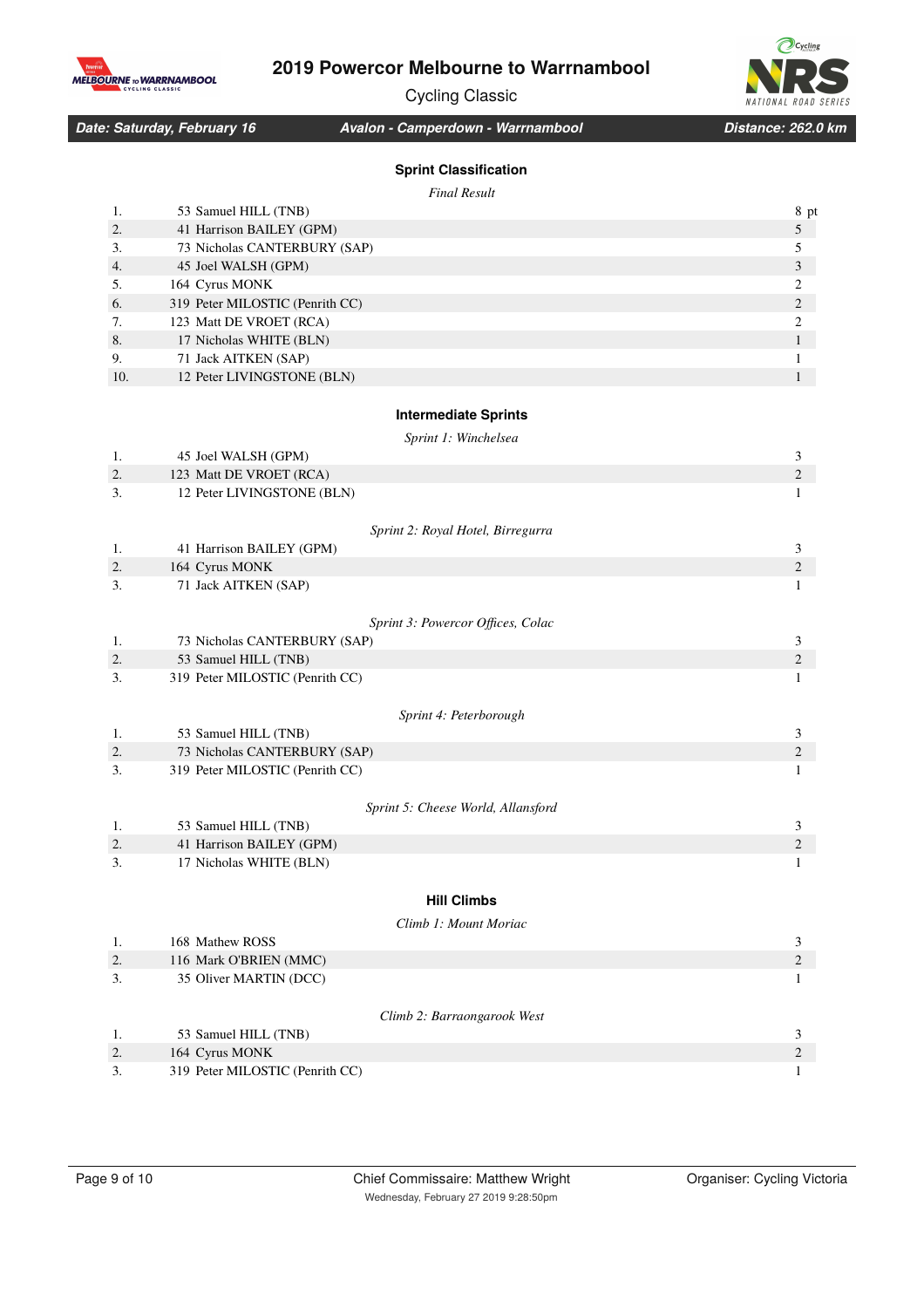# 2019 Powercor Melbourne to Warrnambool Cycling Classic

**Date: Saturday, February 16** | **Avalon - Camperdown - Warrnambool** | **Distance: 262.0 km**

## Sprint Classification

*Final Result*

| | | |
|---|---|---|
| 1. | 53 Samuel HILL (TNB) | 8 pt |
| 2. | 41 Harrison BAILEY (GPM) | 5 |
| 3. | 73 Nicholas CANTERBURY (SAP) | 5 |
| 4. | 45 Joel WALSH (GPM) | 3 |
| 5. | 164 Cyrus MONK | 2 |
| 6. | 319 Peter MILOSTIC (Penrith CC) | 2 |
| 7. | 123 Matt DE VROET (RCA) | 2 |
| 8. | 17 Nicholas WHITE (BLN) | 1 |
| 9. | 71 Jack AITKEN (SAP) | 1 |
| 10. | 12 Peter LIVINGSTONE (BLN) | 1 |

## Intermediate Sprints

*Sprint 1: Winchelsea*

| | | |
|---|---|---|
| 1. | 45 Joel WALSH (GPM) | 3 |
| 2. | 123 Matt DE VROET (RCA) | 2 |
| 3. | 12 Peter LIVINGSTONE (BLN) | 1 |

*Sprint 2: Royal Hotel, Birregurra*

| | | |
|---|---|---|
| 1. | 41 Harrison BAILEY (GPM) | 3 |
| 2. | 164 Cyrus MONK | 2 |
| 3. | 71 Jack AITKEN (SAP) | 1 |

*Sprint 3: Powercor Offices, Colac*

| | | |
|---|---|---|
| 1. | 73 Nicholas CANTERBURY (SAP) | 3 |
| 2. | 53 Samuel HILL (TNB) | 2 |
| 3. | 319 Peter MILOSTIC (Penrith CC) | 1 |

*Sprint 4: Peterborough*

| | | |
|---|---|---|
| 1. | 53 Samuel HILL (TNB) | 3 |
| 2. | 73 Nicholas CANTERBURY (SAP) | 2 |
| 3. | 319 Peter MILOSTIC (Penrith CC) | 1 |

*Sprint 5: Cheese World, Allansford*

| | | |
|---|---|---|
| 1. | 53 Samuel HILL (TNB) | 3 |
| 2. | 41 Harrison BAILEY (GPM) | 2 |
| 3. | 17 Nicholas WHITE (BLN) | 1 |

## Hill Climbs

*Climb 1: Mount Moriac*

| | | |
|---|---|---|
| 1. | 168 Mathew ROSS | 3 |
| 2. | 116 Mark O'BRIEN (MMC) | 2 |
| 3. | 35 Oliver MARTIN (DCC) | 1 |

*Climb 2: Barraongarook West*

| | | |
|---|---|---|
| 1. | 53 Samuel HILL (TNB) | 3 |
| 2. | 164 Cyrus MONK | 2 |
| 3. | 319 Peter MILOSTIC (Penrith CC) | 1 |

Chief Commissaire: Matthew Wright | Organiser: Cycling Victoria

Wednesday, February 27 2019 9:28:50pm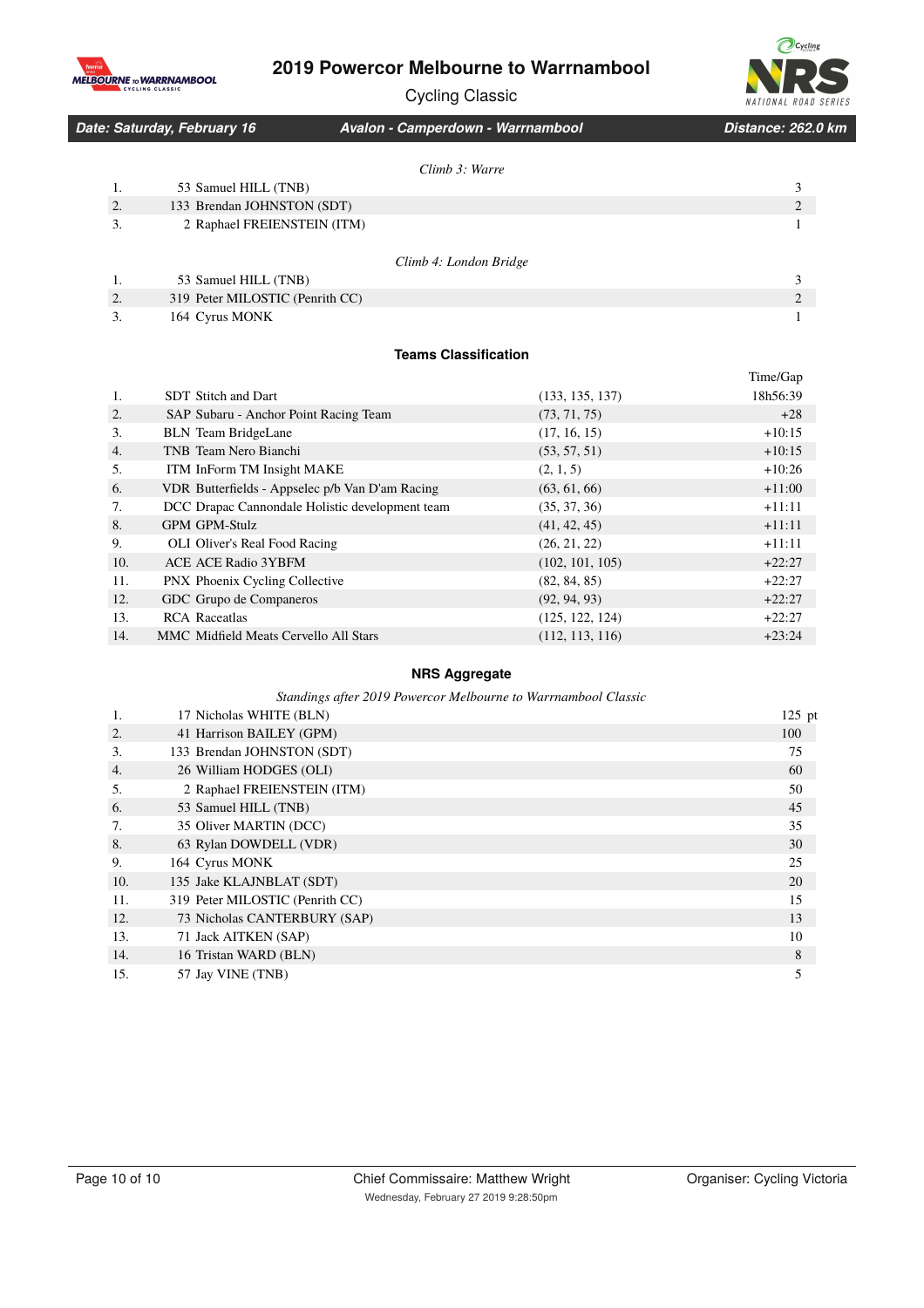*Climb 3: Warre*

| | | |
|---|---|---|
| 1. | 53 Samuel HILL (TNB) | 3 |
| 2. | 133 Brendan JOHNSTON (SDT) | 2 |
| 3. | 2 Raphael FREIENSTEIN (ITM) | 1 |

*Climb 4: London Bridge*

| | | |
|---|---|---|
| 1. | 53 Samuel HILL (TNB) | 3 |
| 2. | 319 Peter MILOSTIC (Penrith CC) | 2 |
| 3. | 164 Cyrus MONK | 1 |

## Teams Classification

| | | | Time/Gap |
|---|---|---|---|
| 1. | SDT Stitch and Dart | (133, 135, 137) | 18h56:39 |
| 2. | SAP Subaru - Anchor Point Racing Team | (73, 71, 75) | +28 |
| 3. | BLN Team BridgeLane | (17, 16, 15) | +10:15 |
| 4. | TNB Team Nero Bianchi | (53, 57, 51) | +10:15 |
| 5. | ITM InForm TM Insight MAKE | (2, 1, 5) | +10:26 |
| 6. | VDR Butterfields - Appselec p/b Van D'am Racing | (63, 61, 66) | +11:00 |
| 7. | DCC Drapac Cannondale Holistic development team | (35, 37, 36) | +11:11 |
| 8. | GPM GPM-Stulz | (41, 42, 45) | +11:11 |
| 9. | OLI Oliver's Real Food Racing | (26, 21, 22) | +11:11 |
| 10. | ACE ACE Radio 3YBFM | (102, 101, 105) | +22:27 |
| 11. | PNX Phoenix Cycling Collective | (82, 84, 85) | +22:27 |
| 12. | GDC Grupo de Companeros | (92, 94, 93) | +22:27 |
| 13. | RCA Raceatlas | (125, 122, 124) | +22:27 |
| 14. | MMC Midfield Meats Cervello All Stars | (112, 113, 116) | +23:24 |

## NRS Aggregate

*Standings after 2019 Powercor Melbourne to Warrnambool Classic*

| | | |
|---|---|---|
| 1. | 17 Nicholas WHITE (BLN) | 125 pt |
| 2. | 41 Harrison BAILEY (GPM) | 100 |
| 3. | 133 Brendan JOHNSTON (SDT) | 75 |
| 4. | 26 William HODGES (OLI) | 60 |
| 5. | 2 Raphael FREIENSTEIN (ITM) | 50 |
| 6. | 53 Samuel HILL (TNB) | 45 |
| 7. | 35 Oliver MARTIN (DCC) | 35 |
| 8. | 63 Rylan DOWDELL (VDR) | 30 |
| 9. | 164 Cyrus MONK | 25 |
| 10. | 135 Jake KLAJNBLAT (SDT) | 20 |
| 11. | 319 Peter MILOSTIC (Penrith CC) | 15 |
| 12. | 73 Nicholas CANTERBURY (SAP) | 13 |
| 13. | 71 Jack AITKEN (SAP) | 10 |
| 14. | 16 Tristan WARD (BLN) | 8 |
| 15. | 57 Jay VINE (TNB) | 5 |